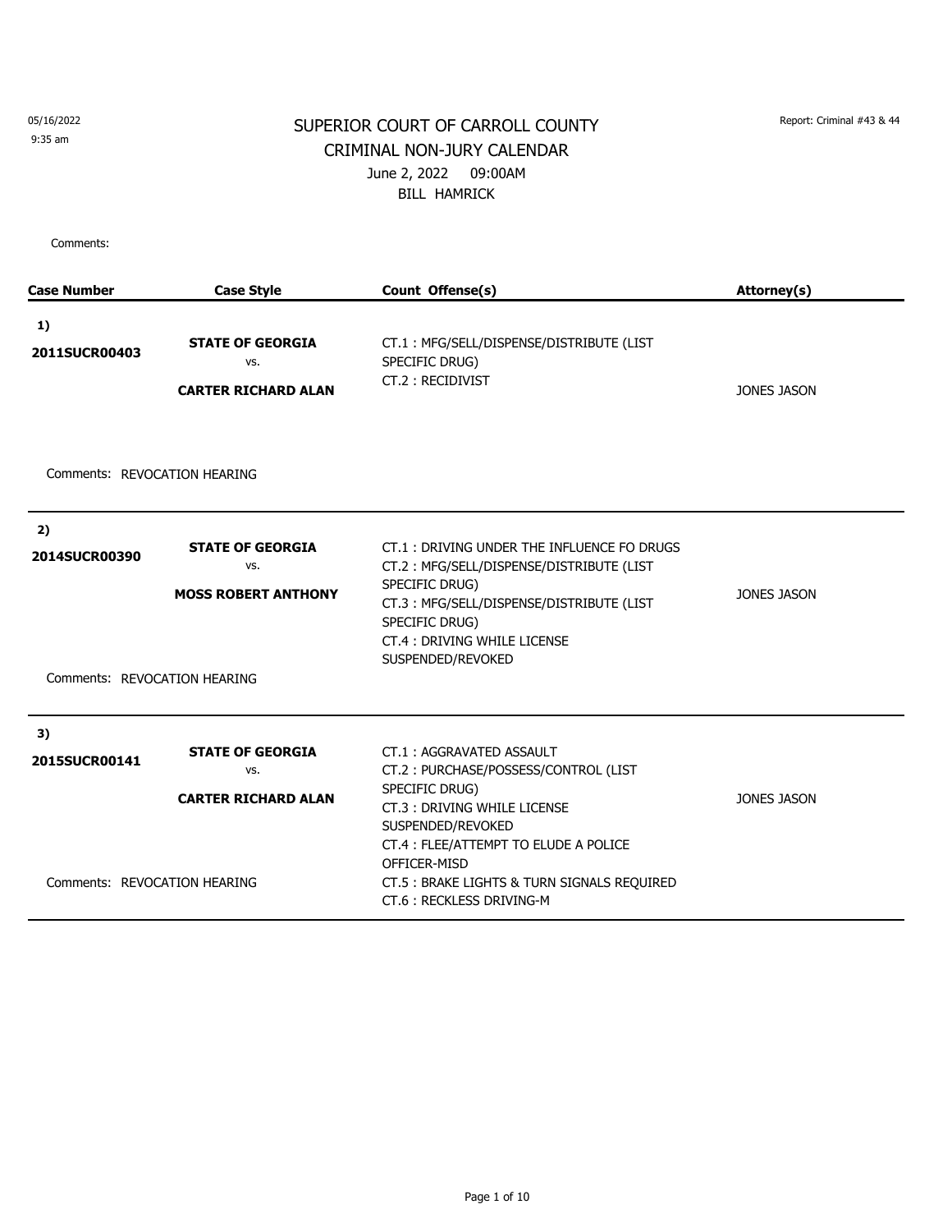05/16/2022
9:35 am

Report: Criminal #43 & 44

# SUPERIOR COURT OF CARROLL COUNTY
## CRIMINAL NON-JURY CALENDAR
June 2, 2022 09:00AM
BILL HAMRICK

Comments:

| Case Number | Case Style | Count Offense(s) | Attorney(s) |
|---|---|---|---|
| 1) **2011SUCR00403** | **STATE OF GEORGIA** vs. **CARTER RICHARD ALAN** | CT.1 : MFG/SELL/DISPENSE/DISTRIBUTE (LIST SPECIFIC DRUG)<br>CT.2 : RECIDIVIST | JONES JASON |
| Comments: REVOCATION HEARING | | | |
| 2) **2014SUCR00390** | **STATE OF GEORGIA** vs. **MOSS ROBERT ANTHONY** | CT.1 : DRIVING UNDER THE INFLUENCE FO DRUGS<br>CT.2 : MFG/SELL/DISPENSE/DISTRIBUTE (LIST SPECIFIC DRUG)<br>CT.3 : MFG/SELL/DISPENSE/DISTRIBUTE (LIST SPECIFIC DRUG)<br>CT.4 : DRIVING WHILE LICENSE SUSPENDED/REVOKED | JONES JASON |
| Comments: REVOCATION HEARING | | | |
| 3) **2015SUCR00141** | **STATE OF GEORGIA** vs. **CARTER RICHARD ALAN** | CT.1 : AGGRAVATED ASSAULT<br>CT.2 : PURCHASE/POSSESS/CONTROL (LIST SPECIFIC DRUG)<br>CT.3 : DRIVING WHILE LICENSE SUSPENDED/REVOKED<br>CT.4 : FLEE/ATTEMPT TO ELUDE A POLICE OFFICER-MISD<br>CT.5 : BRAKE LIGHTS & TURN SIGNALS REQUIRED<br>CT.6 : RECKLESS DRIVING-M | JONES JASON |
| Comments: REVOCATION HEARING | | | |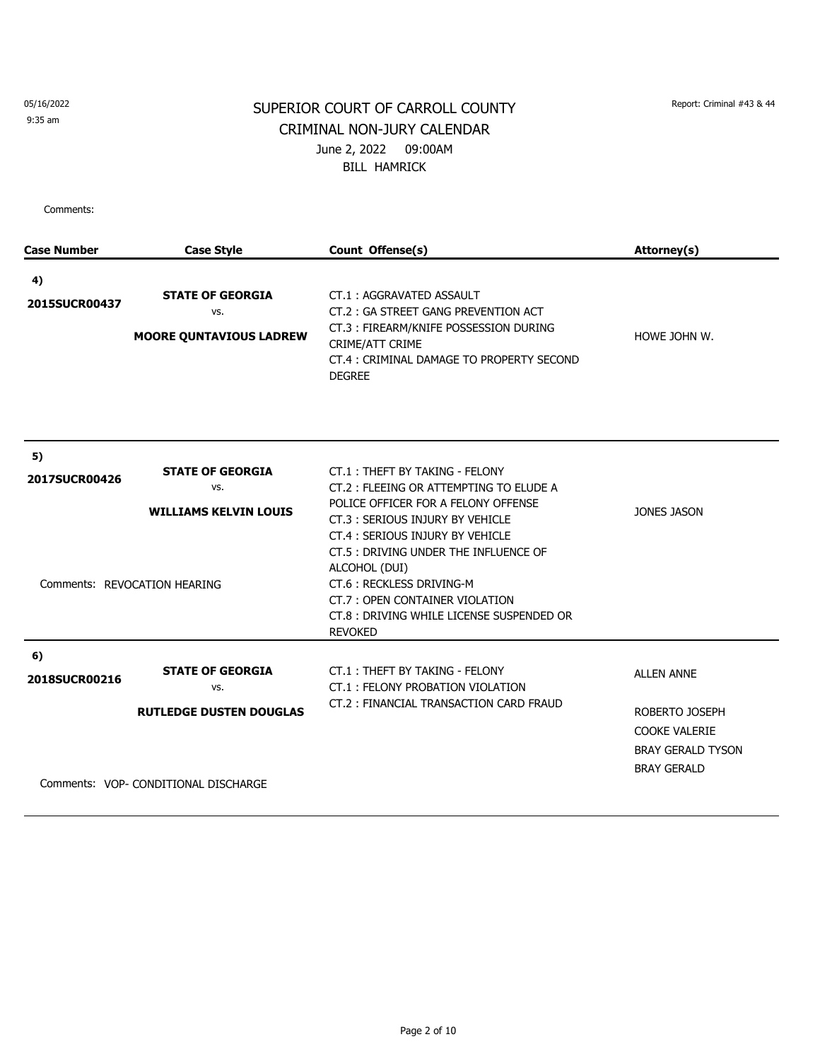05/16/2022
9:35 am

# SUPERIOR COURT OF CARROLL COUNTY

## CRIMINAL NON-JURY CALENDAR

June 2, 2022 09:00AM

BILL HAMRICK

Report: Criminal #43 & 44

Comments:

| Case Number | Case Style | Count Offense(s) | Attorney(s) |
|---|---|---|---|
| 4) **2015SUCR00437** | **STATE OF GEORGIA** vs. **MOORE QUNTAVIOUS LADREW** | CT.1 : AGGRAVATED ASSAULT<br>CT.2 : GA STREET GANG PREVENTION ACT<br>CT.3 : FIREARM/KNIFE POSSESSION DURING CRIME/ATT CRIME<br>CT.4 : CRIMINAL DAMAGE TO PROPERTY SECOND DEGREE | HOWE JOHN W. |
| 5) **2017SUCR00426** | **STATE OF GEORGIA** vs. **WILLIAMS KELVIN LOUIS**<br><br>Comments: REVOCATION HEARING | CT.1 : THEFT BY TAKING - FELONY<br>CT.2 : FLEEING OR ATTEMPTING TO ELUDE A POLICE OFFICER FOR A FELONY OFFENSE<br>CT.3 : SERIOUS INJURY BY VEHICLE<br>CT.4 : SERIOUS INJURY BY VEHICLE<br>CT.5 : DRIVING UNDER THE INFLUENCE OF ALCOHOL (DUI)<br>CT.6 : RECKLESS DRIVING-M<br>CT.7 : OPEN CONTAINER VIOLATION<br>CT.8 : DRIVING WHILE LICENSE SUSPENDED OR REVOKED | JONES JASON |
| 6) **2018SUCR00216** | **STATE OF GEORGIA** vs. **RUTLEDGE DUSTEN DOUGLAS**<br><br>Comments: VOP- CONDITIONAL DISCHARGE | CT.1 : THEFT BY TAKING - FELONY<br>CT.1 : FELONY PROBATION VIOLATION<br>CT.2 : FINANCIAL TRANSACTION CARD FRAUD | ALLEN ANNE<br><br>ROBERTO JOSEPH<br>COOKE VALERIE<br>BRAY GERALD TYSON<br>BRAY GERALD |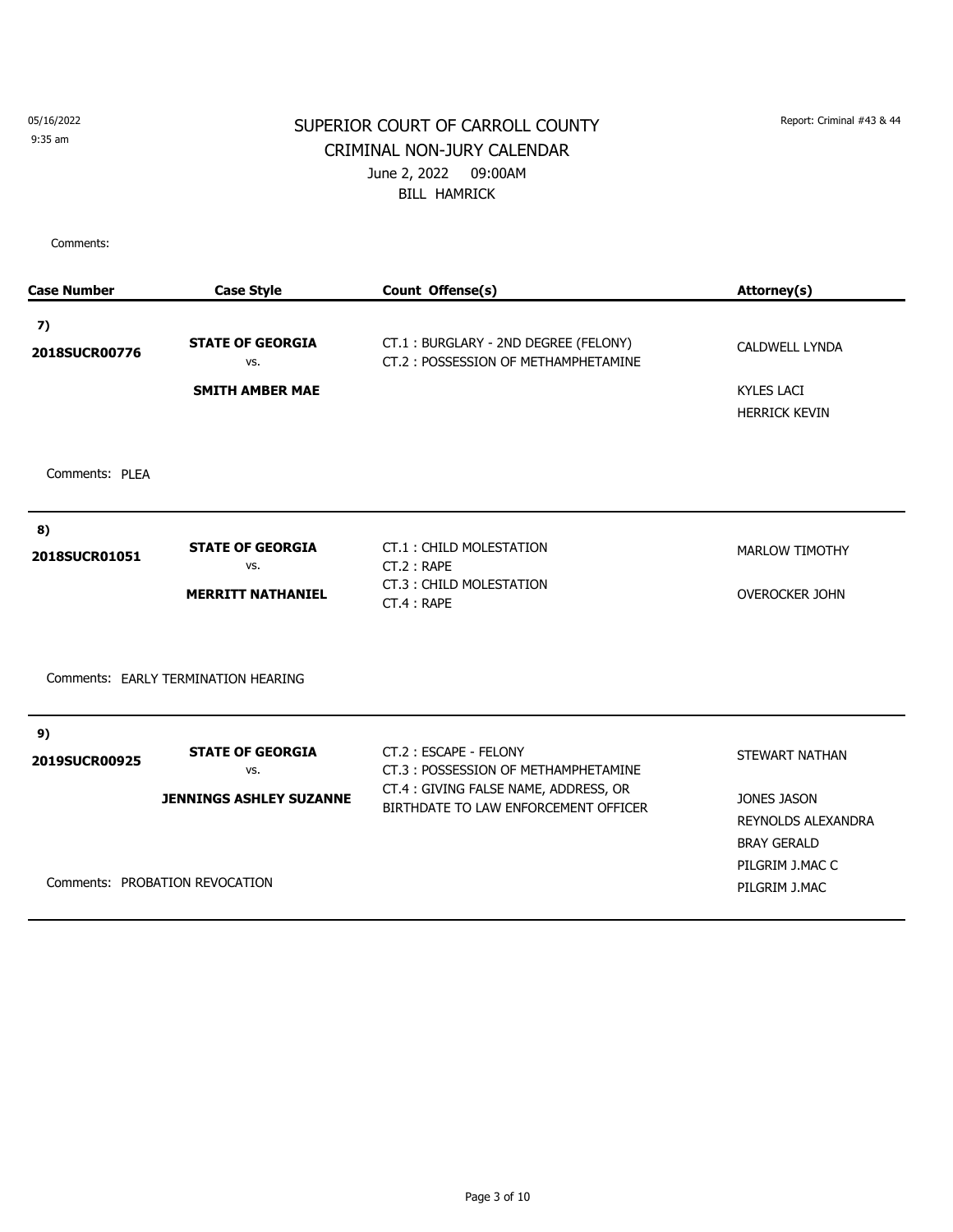05/16/2022
9:35 am

Report: Criminal #43 & 44

# SUPERIOR COURT OF CARROLL COUNTY
## CRIMINAL NON-JURY CALENDAR
June 2, 2022 09:00AM
BILL HAMRICK

Comments:

| Case Number | Case Style | Count Offense(s) | Attorney(s) |
|---|---|---|---|
| **7)** **2018SUCR00776** | **STATE OF GEORGIA** vs. **SMITH AMBER MAE** | CT.1 : BURGLARY - 2ND DEGREE (FELONY)<br>CT.2 : POSSESSION OF METHAMPHETAMINE | CALDWELL LYNDA<br>KYLES LACI<br>HERRICK KEVIN |
| Comments: PLEA | | | |
| **8)** **2018SUCR01051** | **STATE OF GEORGIA** vs. **MERRITT NATHANIEL** | CT.1 : CHILD MOLESTATION<br>CT.2 : RAPE<br>CT.3 : CHILD MOLESTATION<br>CT.4 : RAPE | MARLOW TIMOTHY<br>OVEROCKER JOHN |
| Comments: EARLY TERMINATION HEARING | | | |
| **9)** **2019SUCR00925** | **STATE OF GEORGIA** vs. **JENNINGS ASHLEY SUZANNE** | CT.2 : ESCAPE - FELONY<br>CT.3 : POSSESSION OF METHAMPHETAMINE<br>CT.4 : GIVING FALSE NAME, ADDRESS, OR BIRTHDATE TO LAW ENFORCEMENT OFFICER | STEWART NATHAN<br>JONES JASON<br>REYNOLDS ALEXANDRA<br>BRAY GERALD<br>PILGRIM J.MAC C<br>PILGRIM J.MAC |
| Comments: PROBATION REVOCATION | | | |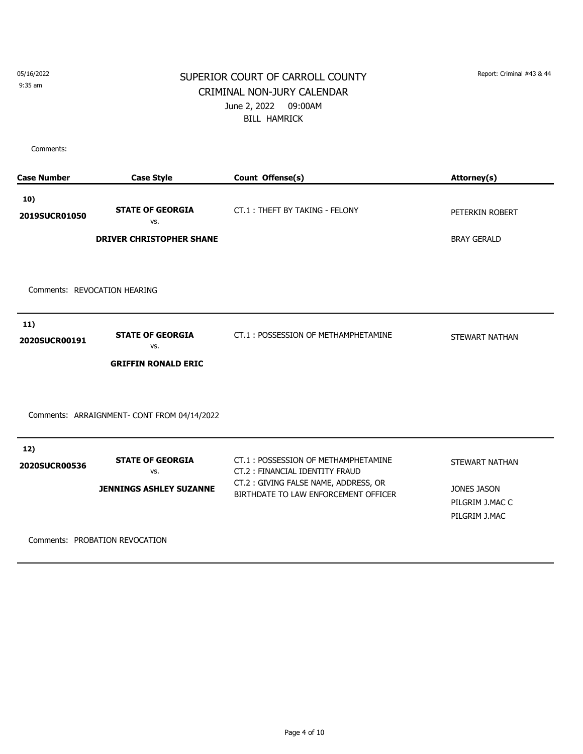05/16/2022
9:35 am

Report: Criminal #43 & 44

# SUPERIOR COURT OF CARROLL COUNTY
## CRIMINAL NON-JURY CALENDAR
June 2, 2022 09:00AM
BILL HAMRICK

Comments:

| Case Number | Case Style | Count Offense(s) | Attorney(s) |
|---|---|---|---|
| **10)** **2019SUCR01050** | **STATE OF GEORGIA** vs. **DRIVER CHRISTOPHER SHANE** | CT.1 : THEFT BY TAKING - FELONY | PETERKIN ROBERT<br>BRAY GERALD |

Comments: REVOCATION HEARING

| Case Number | Case Style | Count Offense(s) | Attorney(s) |
|---|---|---|---|
| **11)** **2020SUCR00191** | **STATE OF GEORGIA** vs. **GRIFFIN RONALD ERIC** | CT.1 : POSSESSION OF METHAMPHETAMINE | STEWART NATHAN |

Comments: ARRAIGNMENT- CONT FROM 04/14/2022

| Case Number | Case Style | Count Offense(s) | Attorney(s) |
|---|---|---|---|
| **12)** **2020SUCR00536** | **STATE OF GEORGIA** vs. **JENNINGS ASHLEY SUZANNE** | CT.1 : POSSESSION OF METHAMPHETAMINE<br>CT.2 : FINANCIAL IDENTITY FRAUD<br>CT.2 : GIVING FALSE NAME, ADDRESS, OR BIRTHDATE TO LAW ENFORCEMENT OFFICER | STEWART NATHAN<br>JONES JASON<br>PILGRIM J.MAC C<br>PILGRIM J.MAC |

Comments: PROBATION REVOCATION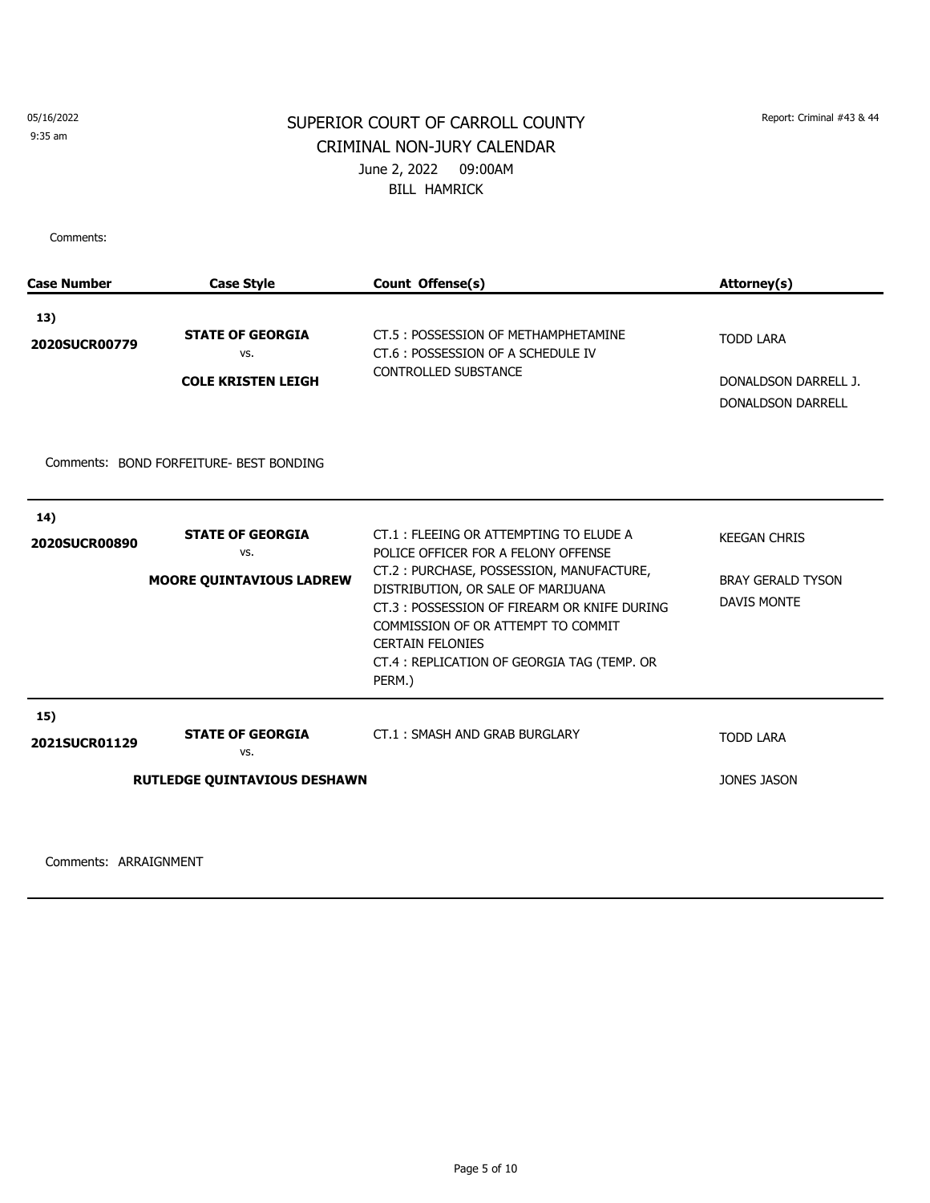05/16/2022
9:35 am

Report: Criminal #43 & 44

# SUPERIOR COURT OF CARROLL COUNTY
## CRIMINAL NON-JURY CALENDAR
June 2, 2022 09:00AM
BILL HAMRICK

Comments:

| Case Number | Case Style | Count Offense(s) | Attorney(s) |
|---|---|---|---|
| **13)** **2020SUCR00779** | **STATE OF GEORGIA** vs. **COLE KRISTEN LEIGH** | CT.5 : POSSESSION OF METHAMPHETAMINE<br>CT.6 : POSSESSION OF A SCHEDULE IV CONTROLLED SUBSTANCE | TODD LARA<br>DONALDSON DARRELL J.<br>DONALDSON DARRELL |
| Comments: BOND FORFEITURE- BEST BONDING | | | |
| **14)** **2020SUCR00890** | **STATE OF GEORGIA** vs. **MOORE QUINTAVIOUS LADREW** | CT.1 : FLEEING OR ATTEMPTING TO ELUDE A POLICE OFFICER FOR A FELONY OFFENSE<br>CT.2 : PURCHASE, POSSESSION, MANUFACTURE, DISTRIBUTION, OR SALE OF MARIJUANA<br>CT.3 : POSSESSION OF FIREARM OR KNIFE DURING COMMISSION OF OR ATTEMPT TO COMMIT CERTAIN FELONIES<br>CT.4 : REPLICATION OF GEORGIA TAG (TEMP. OR PERM.) | KEEGAN CHRIS<br>BRAY GERALD TYSON<br>DAVIS MONTE |
| **15)** **2021SUCR01129** | **STATE OF GEORGIA** vs. **RUTLEDGE QUINTAVIOUS DESHAWN** | CT.1 : SMASH AND GRAB BURGLARY | TODD LARA<br>JONES JASON |
| Comments: ARRAIGNMENT | | | |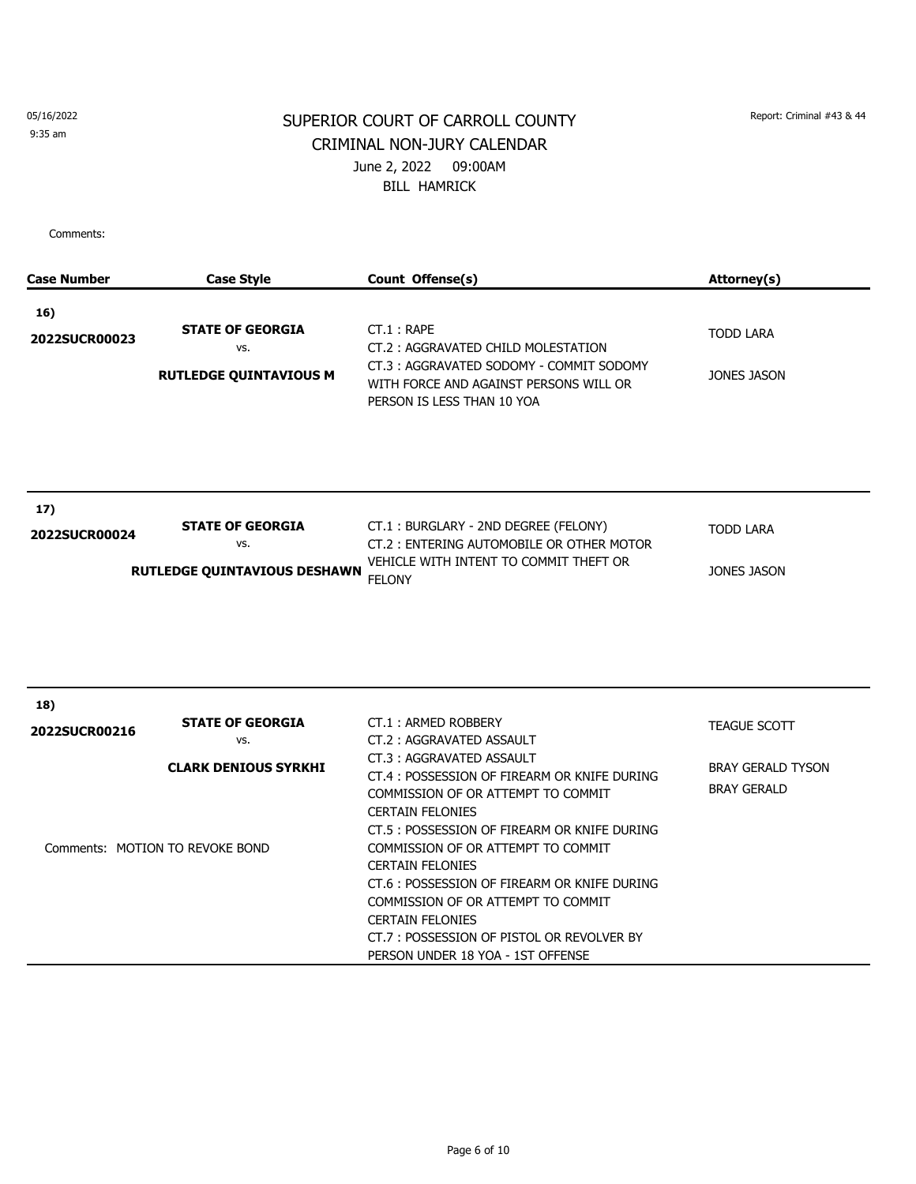05/16/2022
9:35 am

Report: Criminal #43 & 44

# SUPERIOR COURT OF CARROLL COUNTY
## CRIMINAL NON-JURY CALENDAR
June 2, 2022 09:00AM
BILL HAMRICK

Comments:

| Case Number | Case Style | Count Offense(s) | Attorney(s) |
|---|---|---|---|
| 16) 2022SUCR00023 | **STATE OF GEORGIA** vs. **RUTLEDGE QUINTAVIOUS M** | CT.1 : RAPE<br>CT.2 : AGGRAVATED CHILD MOLESTATION<br>CT.3 : AGGRAVATED SODOMY - COMMIT SODOMY WITH FORCE AND AGAINST PERSONS WILL OR PERSON IS LESS THAN 10 YOA | TODD LARA<br>JONES JASON |
| 17) 2022SUCR00024 | **STATE OF GEORGIA** vs. **RUTLEDGE QUINTAVIOUS DESHAWN** | CT.1 : BURGLARY - 2ND DEGREE (FELONY)<br>CT.2 : ENTERING AUTOMOBILE OR OTHER MOTOR VEHICLE WITH INTENT TO COMMIT THEFT OR FELONY | TODD LARA<br>JONES JASON |
| 18) 2022SUCR00216 | **STATE OF GEORGIA** vs. **CLARK DENIOUS SYRKHI**<br><br>Comments: MOTION TO REVOKE BOND | CT.1 : ARMED ROBBERY<br>CT.2 : AGGRAVATED ASSAULT<br>CT.3 : AGGRAVATED ASSAULT<br>CT.4 : POSSESSION OF FIREARM OR KNIFE DURING COMMISSION OF OR ATTEMPT TO COMMIT CERTAIN FELONIES<br>CT.5 : POSSESSION OF FIREARM OR KNIFE DURING COMMISSION OF OR ATTEMPT TO COMMIT CERTAIN FELONIES<br>CT.6 : POSSESSION OF FIREARM OR KNIFE DURING COMMISSION OF OR ATTEMPT TO COMMIT CERTAIN FELONIES<br>CT.7 : POSSESSION OF PISTOL OR REVOLVER BY PERSON UNDER 18 YOA - 1ST OFFENSE | TEAGUE SCOTT<br>BRAY GERALD TYSON<br>BRAY GERALD |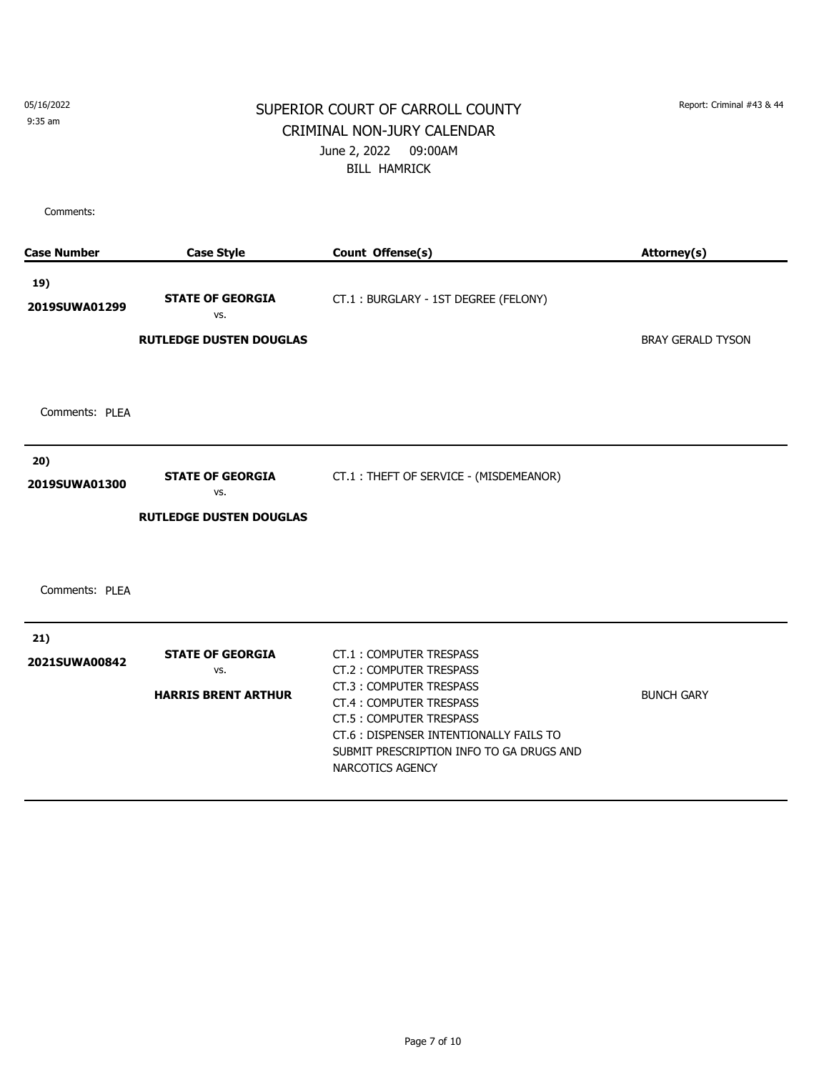05/16/2022
9:35 am

Report: Criminal #43 & 44

# SUPERIOR COURT OF CARROLL COUNTY
## CRIMINAL NON-JURY CALENDAR
June 2, 2022 09:00AM
BILL HAMRICK

Comments:

| Case Number | Case Style | Count Offense(s) | Attorney(s) |
|---|---|---|---|
| **19)** **2019SUWA01299** | **STATE OF GEORGIA** vs. **RUTLEDGE DUSTEN DOUGLAS** | CT.1 : BURGLARY - 1ST DEGREE (FELONY) | BRAY GERALD TYSON |
| Comments: PLEA | | | |
| **20)** **2019SUWA01300** | **STATE OF GEORGIA** vs. **RUTLEDGE DUSTEN DOUGLAS** | CT.1 : THEFT OF SERVICE - (MISDEMEANOR) | |
| Comments: PLEA | | | |
| **21)** **2021SUWA00842** | **STATE OF GEORGIA** vs. **HARRIS BRENT ARTHUR** | CT.1 : COMPUTER TRESPASS<br>CT.2 : COMPUTER TRESPASS<br>CT.3 : COMPUTER TRESPASS<br>CT.4 : COMPUTER TRESPASS<br>CT.5 : COMPUTER TRESPASS<br>CT.6 : DISPENSER INTENTIONALLY FAILS TO SUBMIT PRESCRIPTION INFO TO GA DRUGS AND NARCOTICS AGENCY | BUNCH GARY |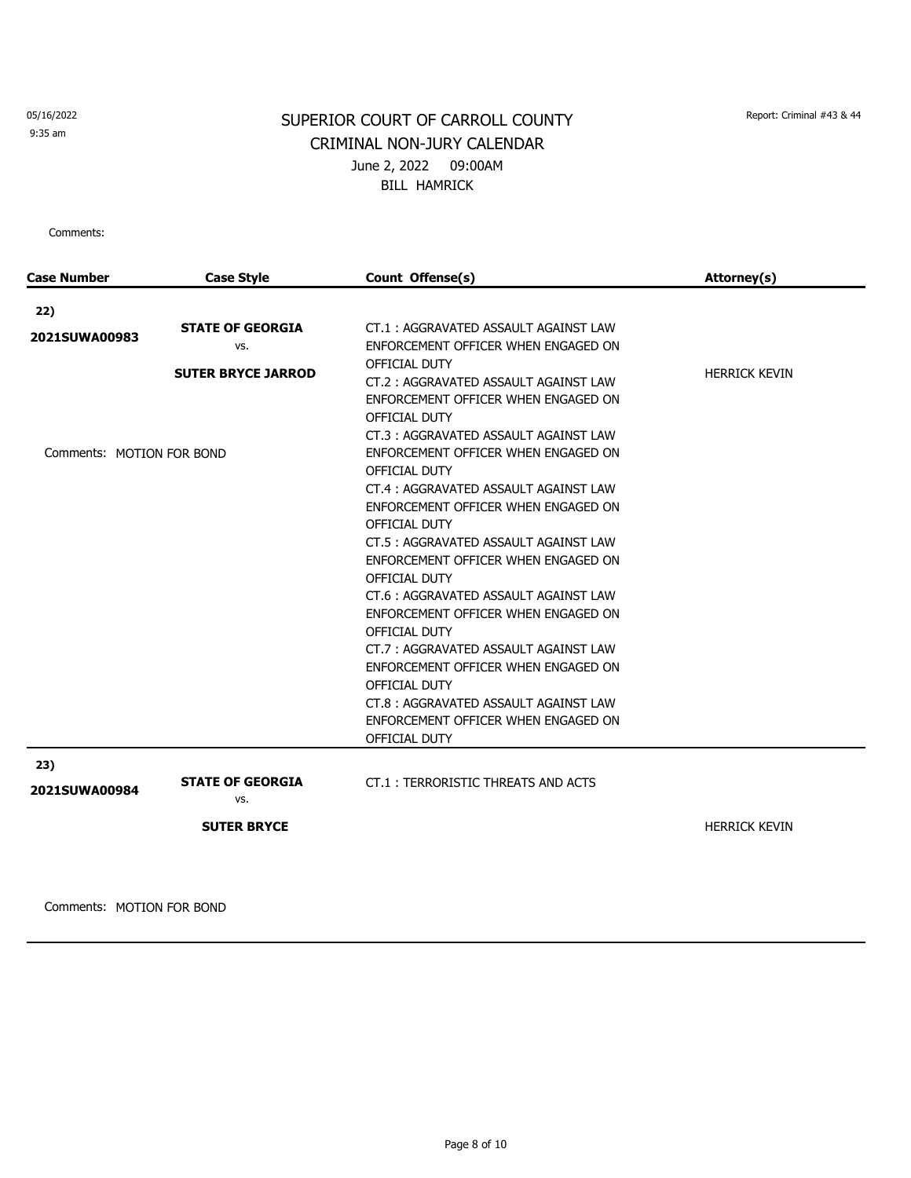05/16/2022
9:35 am

Report: Criminal #43 & 44

# SUPERIOR COURT OF CARROLL COUNTY
## CRIMINAL NON-JURY CALENDAR
June 2, 2022 09:00AM
BILL HAMRICK

Comments:

| Case Number | Case Style | Count Offense(s) | Attorney(s) |
|---|---|---|---|
| **22)** **2021SUWA00983** | **STATE OF GEORGIA** vs. **SUTER BRYCE JARROD** | CT.1 : AGGRAVATED ASSAULT AGAINST LAW ENFORCEMENT OFFICER WHEN ENGAGED ON OFFICIAL DUTY<br>CT.2 : AGGRAVATED ASSAULT AGAINST LAW ENFORCEMENT OFFICER WHEN ENGAGED ON OFFICIAL DUTY<br>CT.3 : AGGRAVATED ASSAULT AGAINST LAW ENFORCEMENT OFFICER WHEN ENGAGED ON OFFICIAL DUTY<br>CT.4 : AGGRAVATED ASSAULT AGAINST LAW ENFORCEMENT OFFICER WHEN ENGAGED ON OFFICIAL DUTY<br>CT.5 : AGGRAVATED ASSAULT AGAINST LAW ENFORCEMENT OFFICER WHEN ENGAGED ON OFFICIAL DUTY<br>CT.6 : AGGRAVATED ASSAULT AGAINST LAW ENFORCEMENT OFFICER WHEN ENGAGED ON OFFICIAL DUTY<br>CT.7 : AGGRAVATED ASSAULT AGAINST LAW ENFORCEMENT OFFICER WHEN ENGAGED ON OFFICIAL DUTY<br>CT.8 : AGGRAVATED ASSAULT AGAINST LAW ENFORCEMENT OFFICER WHEN ENGAGED ON OFFICIAL DUTY | HERRICK KEVIN |
| Comments: MOTION FOR BOND | | | |
| **23)** **2021SUWA00984** | **STATE OF GEORGIA** vs. **SUTER BRYCE** | CT.1 : TERRORISTIC THREATS AND ACTS | HERRICK KEVIN |
| Comments: MOTION FOR BOND | | | |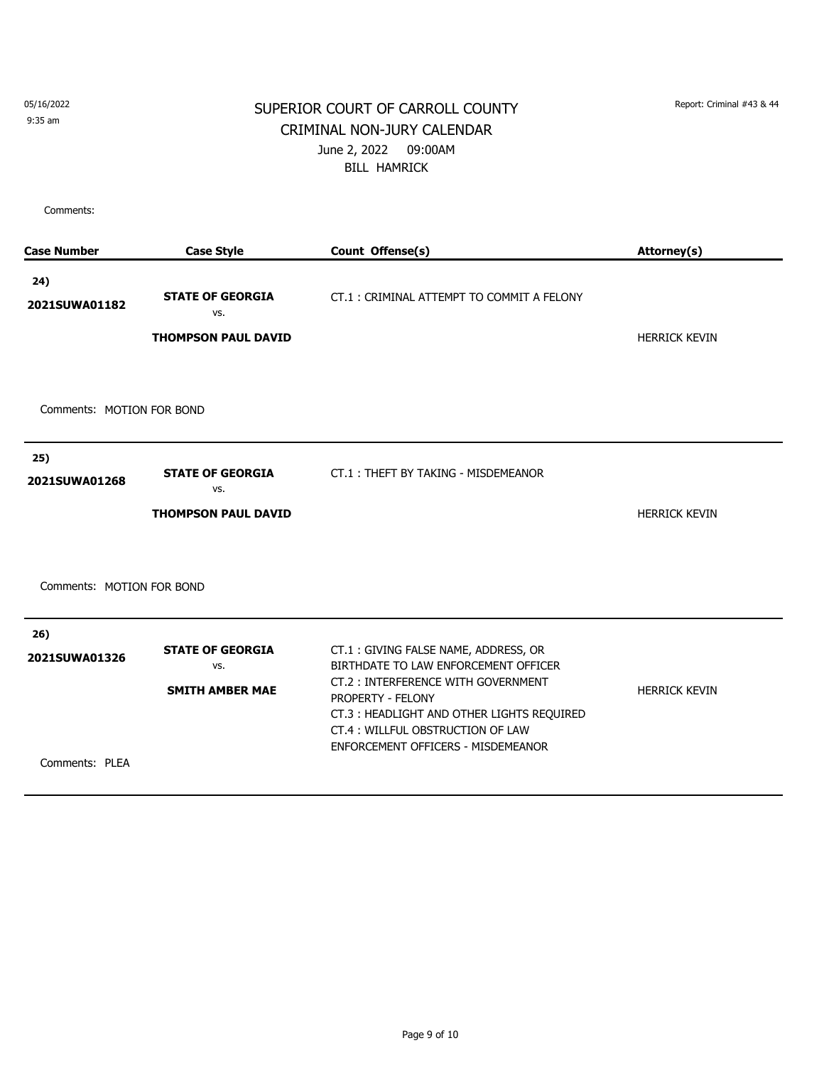05/16/2022
9:35 am

Report: Criminal #43 & 44

# SUPERIOR COURT OF CARROLL COUNTY
## CRIMINAL NON-JURY CALENDAR
June 2, 2022 09:00AM
BILL HAMRICK

Comments:

| Case Number | Case Style | Count Offense(s) | Attorney(s) |
|---|---|---|---|
| **24)** **2021SUWA01182** | **STATE OF GEORGIA** vs. **THOMPSON PAUL DAVID** | CT.1 : CRIMINAL ATTEMPT TO COMMIT A FELONY | HERRICK KEVIN |
| Comments: MOTION FOR BOND | | | |
| **25)** **2021SUWA01268** | **STATE OF GEORGIA** vs. **THOMPSON PAUL DAVID** | CT.1 : THEFT BY TAKING - MISDEMEANOR | HERRICK KEVIN |
| Comments: MOTION FOR BOND | | | |
| **26)** **2021SUWA01326** | **STATE OF GEORGIA** vs. **SMITH AMBER MAE** | CT.1 : GIVING FALSE NAME, ADDRESS, OR BIRTHDATE TO LAW ENFORCEMENT OFFICER<br>CT.2 : INTERFERENCE WITH GOVERNMENT PROPERTY - FELONY<br>CT.3 : HEADLIGHT AND OTHER LIGHTS REQUIRED<br>CT.4 : WILLFUL OBSTRUCTION OF LAW ENFORCEMENT OFFICERS - MISDEMEANOR | HERRICK KEVIN |
| Comments: PLEA | | | |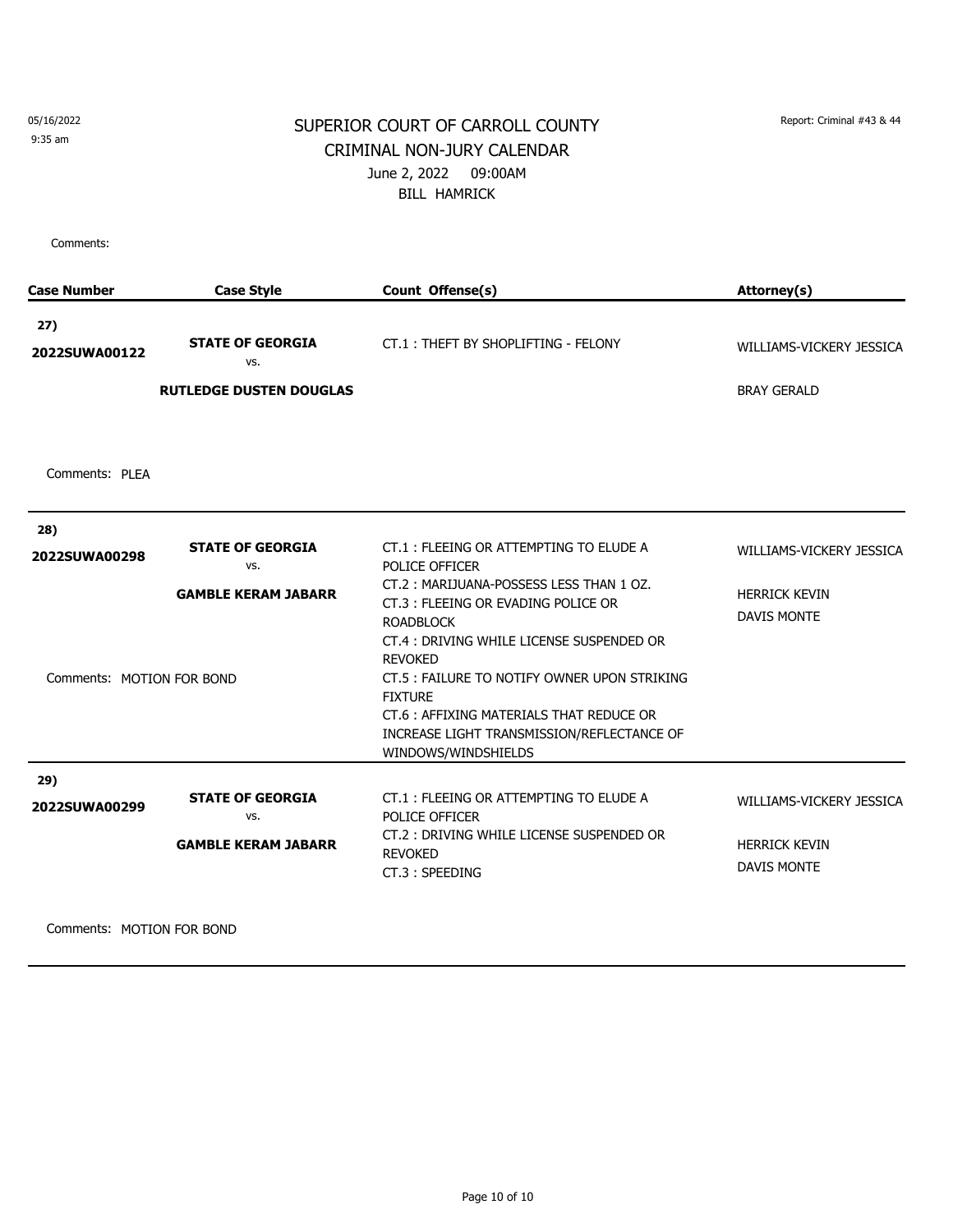05/16/2022
9:35 am

Report: Criminal #43 & 44

# SUPERIOR COURT OF CARROLL COUNTY

## CRIMINAL NON-JURY CALENDAR

June 2, 2022 09:00AM

BILL HAMRICK

Comments:

| Case Number | Case Style | Count Offense(s) | Attorney(s) |
|---|---|---|---|
| **27)** **2022SUWA00122** | **STATE OF GEORGIA** vs. **RUTLEDGE DUSTEN DOUGLAS** | CT.1 : THEFT BY SHOPLIFTING - FELONY | WILLIAMS-VICKERY JESSICA<br>BRAY GERALD |
| Comments: PLEA | | | |
| **28)** **2022SUWA00298** | **STATE OF GEORGIA** vs. **GAMBLE KERAM JABARR** | CT.1 : FLEEING OR ATTEMPTING TO ELUDE A POLICE OFFICER<br>CT.2 : MARIJUANA-POSSESS LESS THAN 1 OZ.<br>CT.3 : FLEEING OR EVADING POLICE OR ROADBLOCK<br>CT.4 : DRIVING WHILE LICENSE SUSPENDED OR REVOKED<br>CT.5 : FAILURE TO NOTIFY OWNER UPON STRIKING FIXTURE<br>CT.6 : AFFIXING MATERIALS THAT REDUCE OR INCREASE LIGHT TRANSMISSION/REFLECTANCE OF WINDOWS/WINDSHIELDS | WILLIAMS-VICKERY JESSICA<br>HERRICK KEVIN<br>DAVIS MONTE |
| Comments: MOTION FOR BOND | | | |
| **29)** **2022SUWA00299** | **STATE OF GEORGIA** vs. **GAMBLE KERAM JABARR** | CT.1 : FLEEING OR ATTEMPTING TO ELUDE A POLICE OFFICER<br>CT.2 : DRIVING WHILE LICENSE SUSPENDED OR REVOKED<br>CT.3 : SPEEDING | WILLIAMS-VICKERY JESSICA<br>HERRICK KEVIN<br>DAVIS MONTE |
| Comments: MOTION FOR BOND | | | |